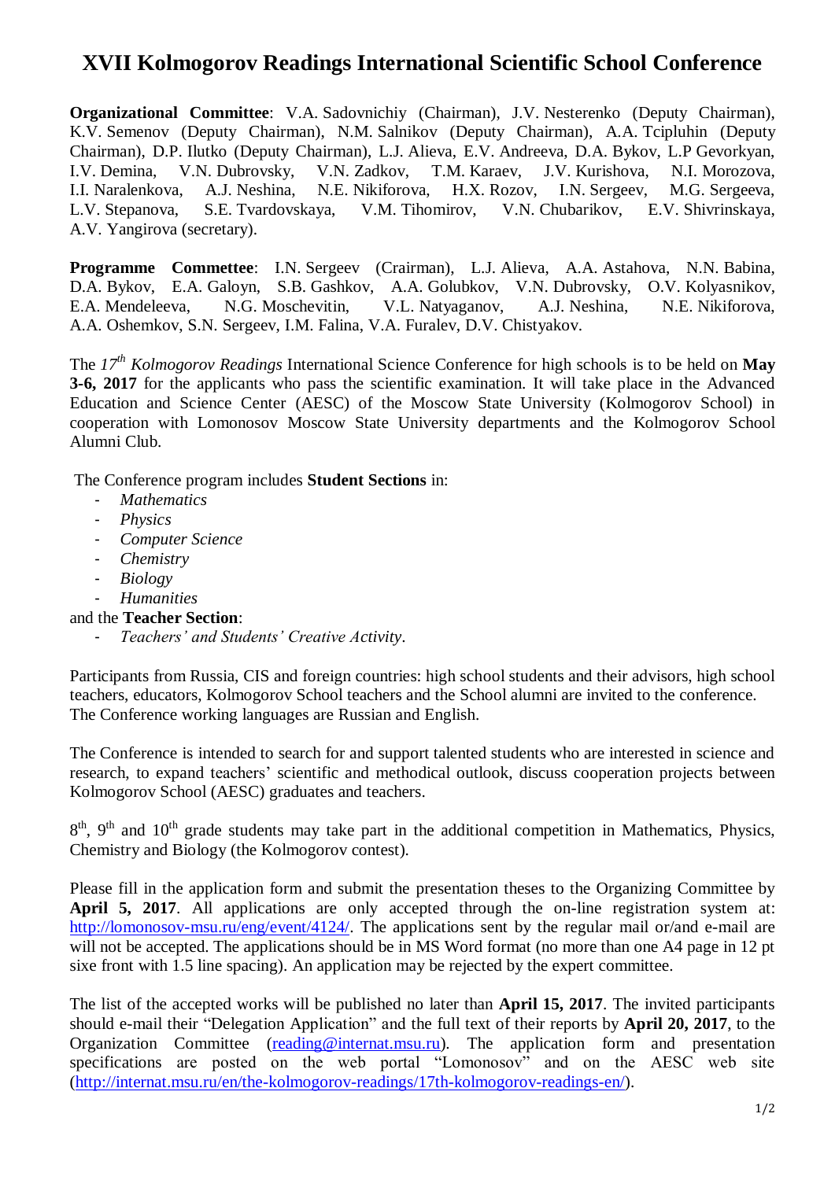# XVII Kolmogorov Readings International Scientific School Conference

**Organizational Committee**: V.A. Sadovnichiy (Chairman), J.V. Nesterenko (Deputy Chairman), K.V. Semenov (Deputy Chairman), N.M. Salnikov (Deputy Chairman), A.A. Tcipluhin (Deputy Chairman), D.P. Ilutko (Deputy Chairman), L.J. Alieva, E.V. Andreeva, D.A. Bykov, L.P Gevorkyan, I.V. Demina, V.N. Dubrovsky, V.N. Zadkov, T.M. Karaev, J.V. Kurishova, N.I. Morozova, I.I. Naralenkova, A.J. Neshina, N.E. Nikiforova, H.X. Rozov, I.N. Sergeev, M.G. Sergeeva, L.V. Stepanova, S.E. Tvardovskaya, V.M. Tihomirov, V.N. Chubarikov, E.V. Shivrinskaya, A.V. Yangirova (secretary).

**Programme Commettee**: I.N. Sergeev (Crairman), L.J. Alieva, A.A. Astahova, N.N. Babina, D.A. Bykov, E.A. Galoyn, S.B. Gashkov, A.A. Golubkov, V.N. Dubrovsky, O.V. Kolyasnikov, E.A. Mendeleeva, N.G. Moschevitin, V.L. Natyaganov, A.J. Neshina, N.E. Nikiforova, A.A. Oshemkov, S.N. Sergeev, I.M. Falina, V.A. Furalev, D.V. Chistyakov.

The *17th Kolmogorov Readings* International Science Conference for high schools is to be held on **May 3-6, 2017** for the applicants who pass the scientific examination. It will take place in the Advanced Education and Science Center (AESC) of the Moscow State University (Kolmogorov School) in cooperation with Lomonosov Moscow State University departments and the Kolmogorov School Alumni Club.

The Conference program includes **Student Sections** in:

- *Mathematics*
- *Physics*
- *Computer Science*
- *Chemistry*
- *Biology*
- *Humanities*

and the **Teacher Section**:

- *Teachers' and Students' Creative Activity*.

Participants from Russia, CIS and foreign countries: high school students and their advisors, high school teachers, educators, Kolmogorov School teachers and the School alumni are invited to the conference. The Conference working languages are Russian and English.

The Conference is intended to search for and support talented students who are interested in science and research, to expand teachers' scientific and methodical outlook, discuss cooperation projects between Kolmogorov School (AESC) graduates and teachers.

8th, 9th and 10th grade students may take part in the additional competition in Mathematics, Physics, Chemistry and Biology (the Kolmogorov contest).

Please fill in the application form and submit the presentation theses to the Organizing Committee by **April 5, 2017**. All applications are only accepted through the on-line registration system at: http://lomonosov-msu.ru/eng/event/4124/. The applications sent by the regular mail or/and e-mail are will not be accepted. The applications should be in MS Word format (no more than one A4 page in 12 pt sixe front with 1.5 line spacing). An application may be rejected by the expert committee.

The list of the accepted works will be published no later than **April 15, 2017**. The invited participants should e-mail their "Delegation Application" and the full text of their reports by **April 20, 2017**, to the Organization Committee (reading@internat.msu.ru). The application form and presentation specifications are posted on the web portal "Lomonosov" and on the AESC web site (http://internat.msu.ru/en/the-kolmogorov-readings/17th-kolmogorov-readings-en/).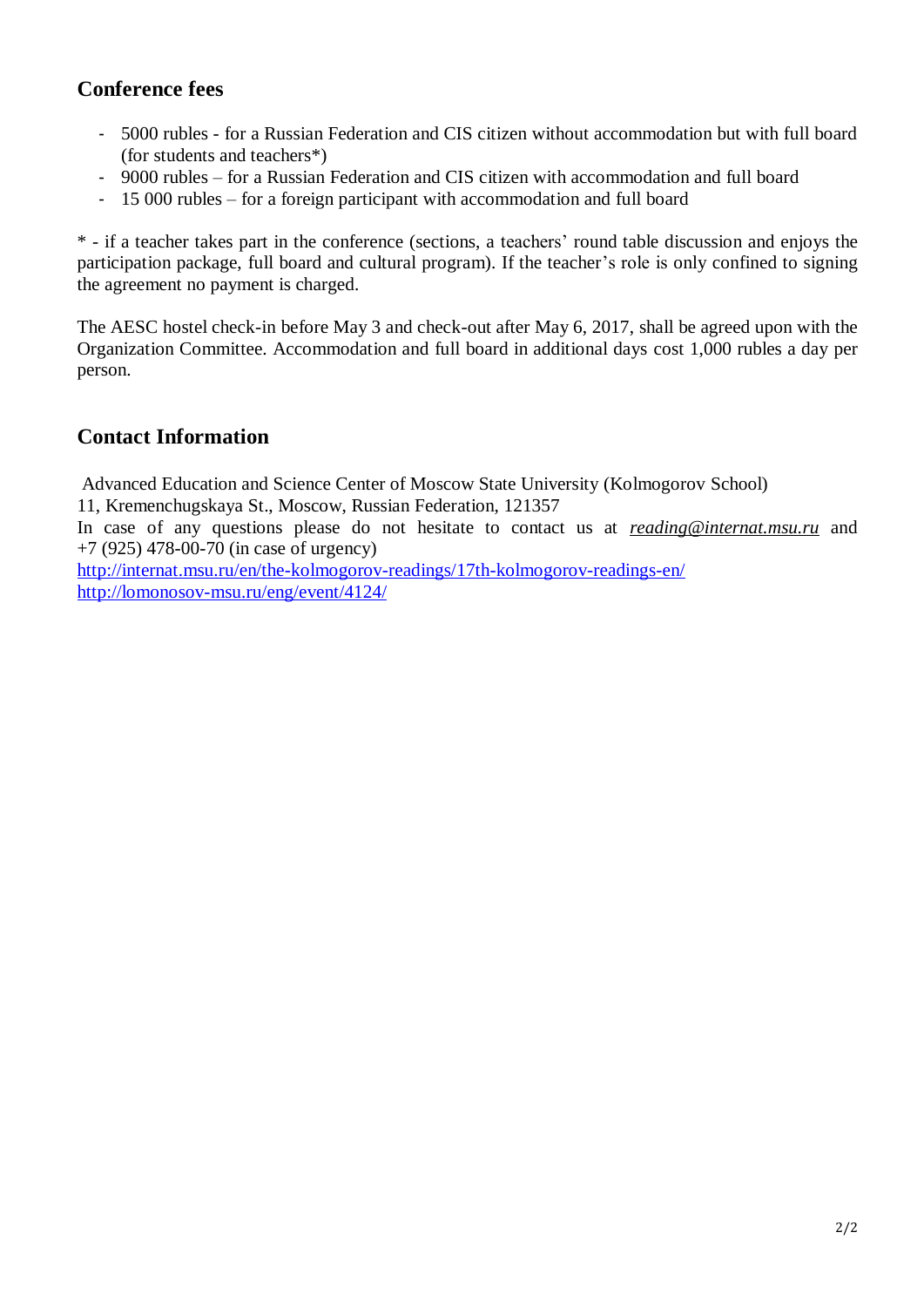## Conference fees

- 5000 rubles - for a Russian Federation and CIS citizen without accommodation but with full board (for students and teachers*)
- 9000 rubles – for a Russian Federation and CIS citizen with accommodation and full board
- 15 000 rubles – for a foreign participant with accommodation and full board

* - if a teacher takes part in the conference (sections, a teachers' round table discussion and enjoys the participation package, full board and cultural program). If the teacher's role is only confined to signing the agreement no payment is charged.

The AESC hostel check-in before May 3 and check-out after May 6, 2017, shall be agreed upon with the Organization Committee. Accommodation and full board in additional days cost 1,000 rubles a day per person.

## Contact Information

Advanced Education and Science Center of Moscow State University (Kolmogorov School)
11, Kremenchugskaya St., Moscow, Russian Federation, 121357
In case of any questions please do not hesitate to contact us at *reading@internat.msu.ru* and +7 (925) 478-00-70 (in case of urgency)
http://internat.msu.ru/en/the-kolmogorov-readings/17th-kolmogorov-readings-en/
http://lomonosov-msu.ru/eng/event/4124/